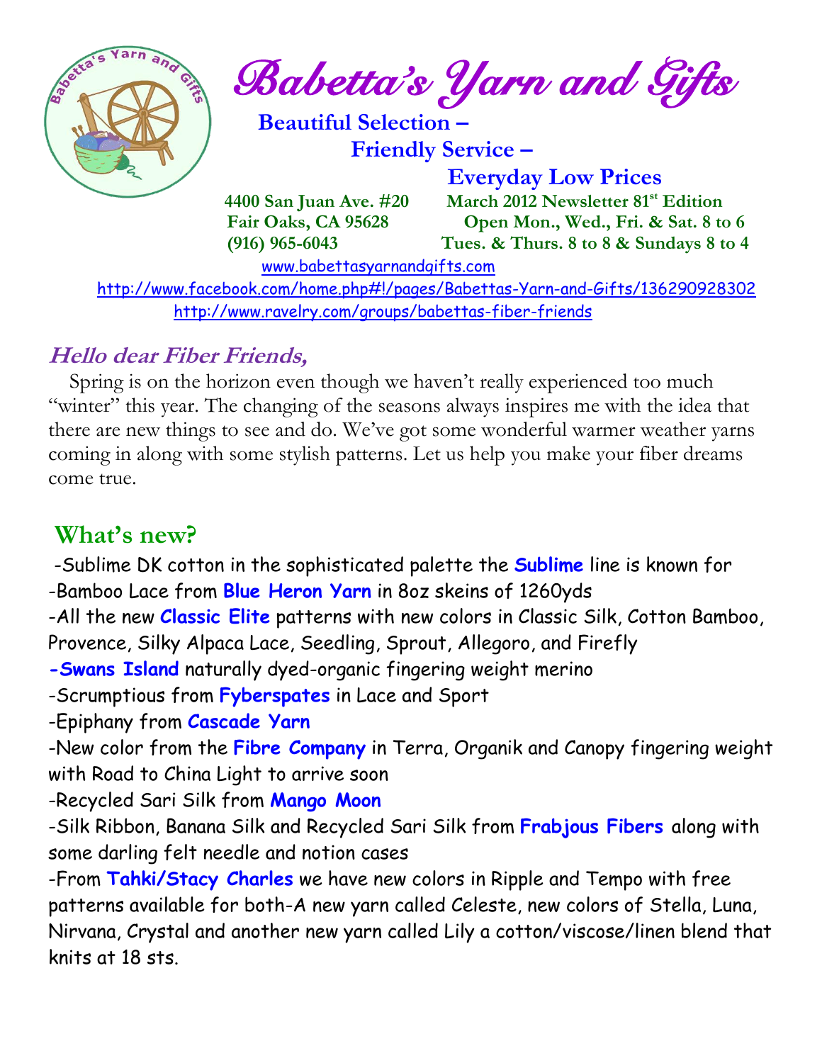# Babetta's Yarn and Gifts

**Beautiful Selection –**
**Friendly Service –**
**Everyday Low Prices**

**4400 San Juan Ave. #20**
**Fair Oaks, CA 95628**
**(916) 965-6043**

**March 2012 Newsletter 81st Edition**
**Open Mon., Wed., Fri. & Sat. 8 to 6**
**Tues. & Thurs. 8 to 8 & Sundays 8 to 4**

www.babettasyarnandgifts.com
http://www.facebook.com/home.php#!/pages/Babettas-Yarn-and-Gifts/136290928302
http://www.ravelry.com/groups/babettas-fiber-friends

## Hello dear Fiber Friends,

Spring is on the horizon even though we haven't really experienced too much "winter" this year. The changing of the seasons always inspires me with the idea that there are new things to see and do. We've got some wonderful warmer weather yarns coming in along with some stylish patterns. Let us help you make your fiber dreams come true.

## What's new?

-Sublime DK cotton in the sophisticated palette the **Sublime** line is known for
-Bamboo Lace from **Blue Heron Yarn** in 8oz skeins of 1260yds
-All the new **Classic Elite** patterns with new colors in Classic Silk, Cotton Bamboo, Provence, Silky Alpaca Lace, Seedling, Sprout, Allegoro, and Firefly
**-Swans Island** naturally dyed-organic fingering weight merino
-Scrumptious from **Fyberspates** in Lace and Sport
-Epiphany from **Cascade Yarn**
-New color from the **Fibre Company** in Terra, Organik and Canopy fingering weight with Road to China Light to arrive soon
-Recycled Sari Silk from **Mango Moon**
-Silk Ribbon, Banana Silk and Recycled Sari Silk from **Frabjous Fibers** along with some darling felt needle and notion cases
-From **Tahki/Stacy Charles** we have new colors in Ripple and Tempo with free patterns available for both-A new yarn called Celeste, new colors of Stella, Luna, Nirvana, Crystal and another new yarn called Lily a cotton/viscose/linen blend that knits at 18 sts.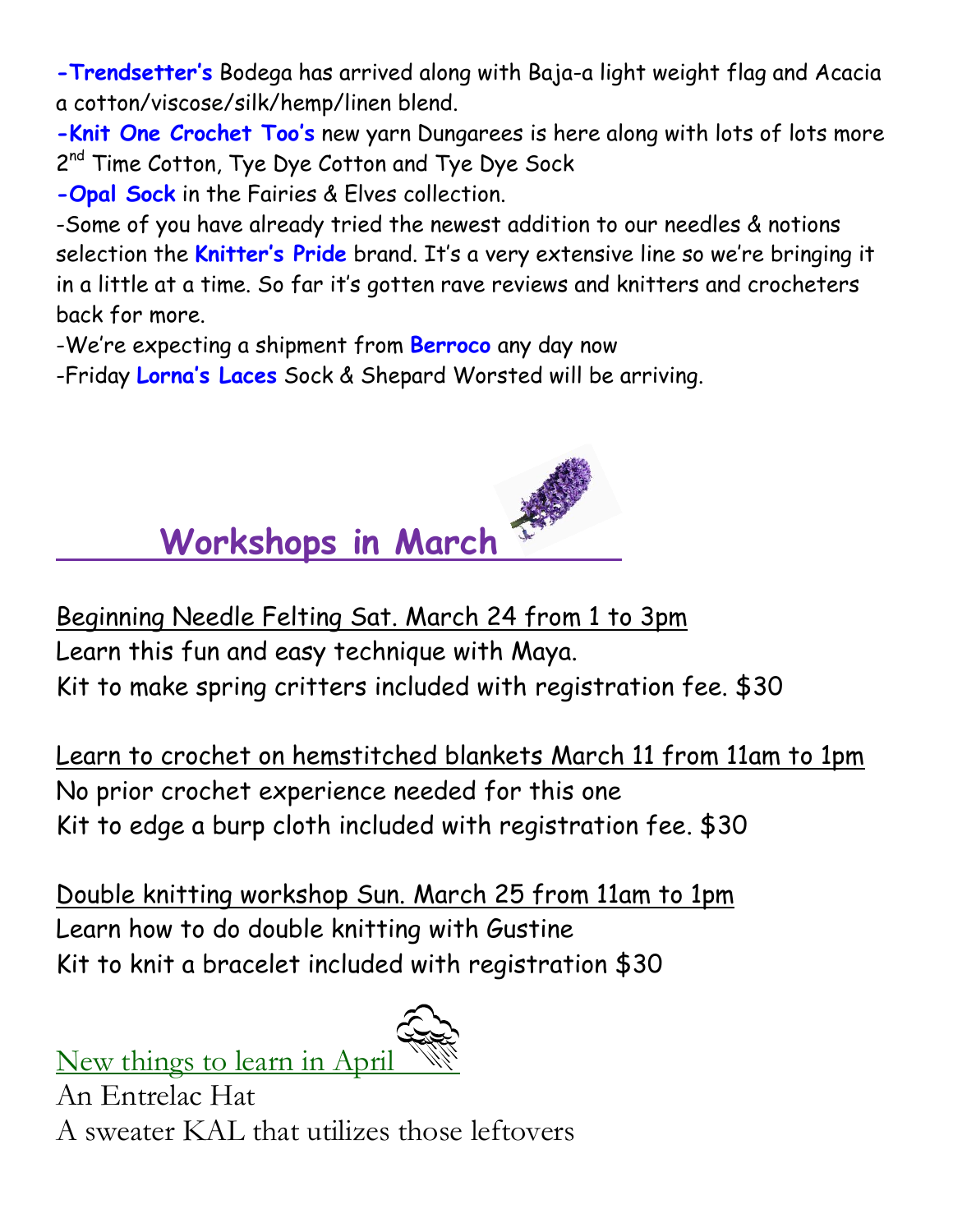-**Trendsetter's** Bodega has arrived along with Baja-a light weight flag and Acacia a cotton/viscose/silk/hemp/linen blend.

-**Knit One Crochet Too's** new yarn Dungarees is here along with lots of lots more 2nd Time Cotton, Tye Dye Cotton and Tye Dye Sock

-**Opal Sock** in the Fairies & Elves collection.

-Some of you have already tried the newest addition to our needles & notions selection the **Knitter's Pride** brand. It's a very extensive line so we're bringing it in a little at a time. So far it's gotten rave reviews and knitters and crocheters back for more.

-We're expecting a shipment from **Berroco** any day now

-Friday **Lorna's Laces** Sock & Shepard Worsted will be arriving.

## Workshops in March

Beginning Needle Felting Sat. March 24 from 1 to 3pm
Learn this fun and easy technique with Maya.
Kit to make spring critters included with registration fee. $30

Learn to crochet on hemstitched blankets March 11 from 11am to 1pm
No prior crochet experience needed for this one
Kit to edge a burp cloth included with registration fee. $30

Double knitting workshop Sun. March 25 from 11am to 1pm
Learn how to do double knitting with Gustine
Kit to knit a bracelet included with registration $30

### New things to learn in April

An Entrelac Hat
A sweater KAL that utilizes those leftovers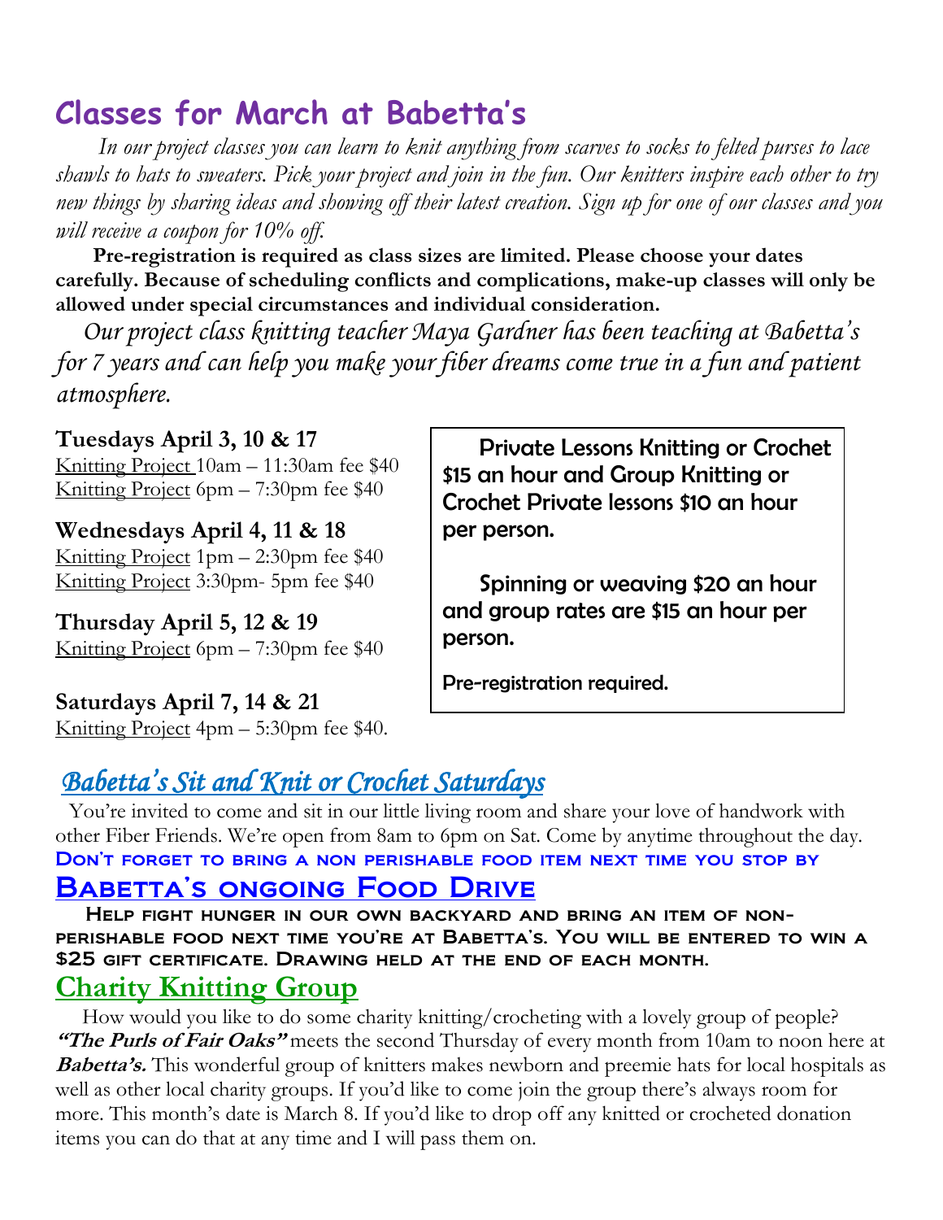# Classes for March at Babetta's

*In our project classes you can learn to knit anything from scarves to socks to felted purses to lace shawls to hats to sweaters. Pick your project and join in the fun. Our knitters inspire each other to try new things by sharing ideas and showing off their latest creation. Sign up for one of our classes and you will receive a coupon for 10% off.*

**Pre-registration is required as class sizes are limited. Please choose your dates carefully. Because of scheduling conflicts and complications, make-up classes will only be allowed under special circumstances and individual consideration.**

*Our project class knitting teacher Maya Gardner has been teaching at Babetta's for 7 years and can help you make your fiber dreams come true in a fun and patient atmosphere.*

**Tuesdays April 3, 10 & 17**
Knitting Project 10am – 11:30am fee $40
Knitting Project 6pm – 7:30pm fee $40

**Wednesdays April 4, 11 & 18**
Knitting Project 1pm – 2:30pm fee $40
Knitting Project 3:30pm- 5pm fee $40

**Thursday April 5, 12 & 19**
Knitting Project 6pm – 7:30pm fee $40

**Saturdays April 7, 14 & 21**
Knitting Project 4pm – 5:30pm fee $40.

Private Lessons Knitting or Crochet $15 an hour and Group Knitting or Crochet Private lessons $10 an hour per person.

Spinning or weaving $20 an hour and group rates are $15 an hour per person.

Pre-registration required.

## *Babetta's Sit and Knit or Crochet Saturdays*

You're invited to come and sit in our little living room and share your love of handwork with other Fiber Friends. We're open from 8am to 6pm on Sat. Come by anytime throughout the day.

**Don't forget to bring a non perishable food item next time you stop by**

## Babetta's ongoing Food Drive

**Help fight hunger in our own backyard and bring an item of non-perishable food next time you're at Babetta's. You will be entered to win a $25 gift certificate. Drawing held at the end of each month.**

## Charity Knitting Group

How would you like to do some charity knitting/crocheting with a lovely group of people? ***"The Purls of Fair Oaks"*** meets the second Thursday of every month from 10am to noon here at ***Babetta's.*** This wonderful group of knitters makes newborn and preemie hats for local hospitals as well as other local charity groups. If you'd like to come join the group there's always room for more. This month's date is March 8. If you'd like to drop off any knitted or crocheted donation items you can do that at any time and I will pass them on.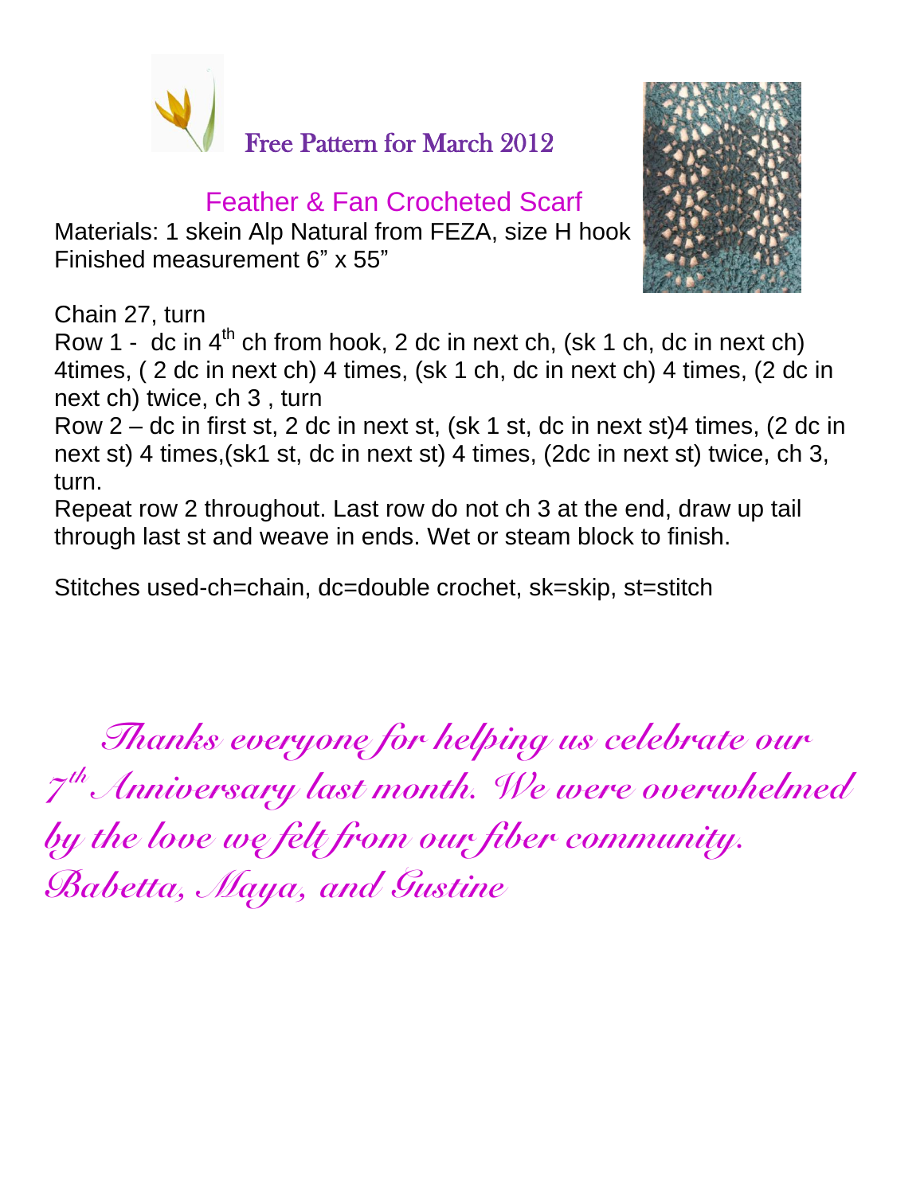## Free Pattern for March 2012

### Feather & Fan Crocheted Scarf

Materials: 1 skein Alp Natural from FEZA, size H hook
Finished measurement 6" x 55"

Chain 27, turn

Row 1 - dc in 4th ch from hook, 2 dc in next ch, (sk 1 ch, dc in next ch) 4times, ( 2 dc in next ch) 4 times, (sk 1 ch, dc in next ch) 4 times, (2 dc in next ch) twice, ch 3 , turn

Row 2 – dc in first st, 2 dc in next st, (sk 1 st, dc in next st)4 times, (2 dc in next st) 4 times,(sk1 st, dc in next st) 4 times, (2dc in next st) twice, ch 3, turn.

Repeat row 2 throughout. Last row do not ch 3 at the end, draw up tail through last st and weave in ends. Wet or steam block to finish.

Stitches used-ch=chain, dc=double crochet, sk=skip, st=stitch

*Thanks everyone for helping us celebrate our 7th Anniversary last month. We were overwhelmed by the love we felt from our fiber community.*
*Babetta, Maya, and Gustine*